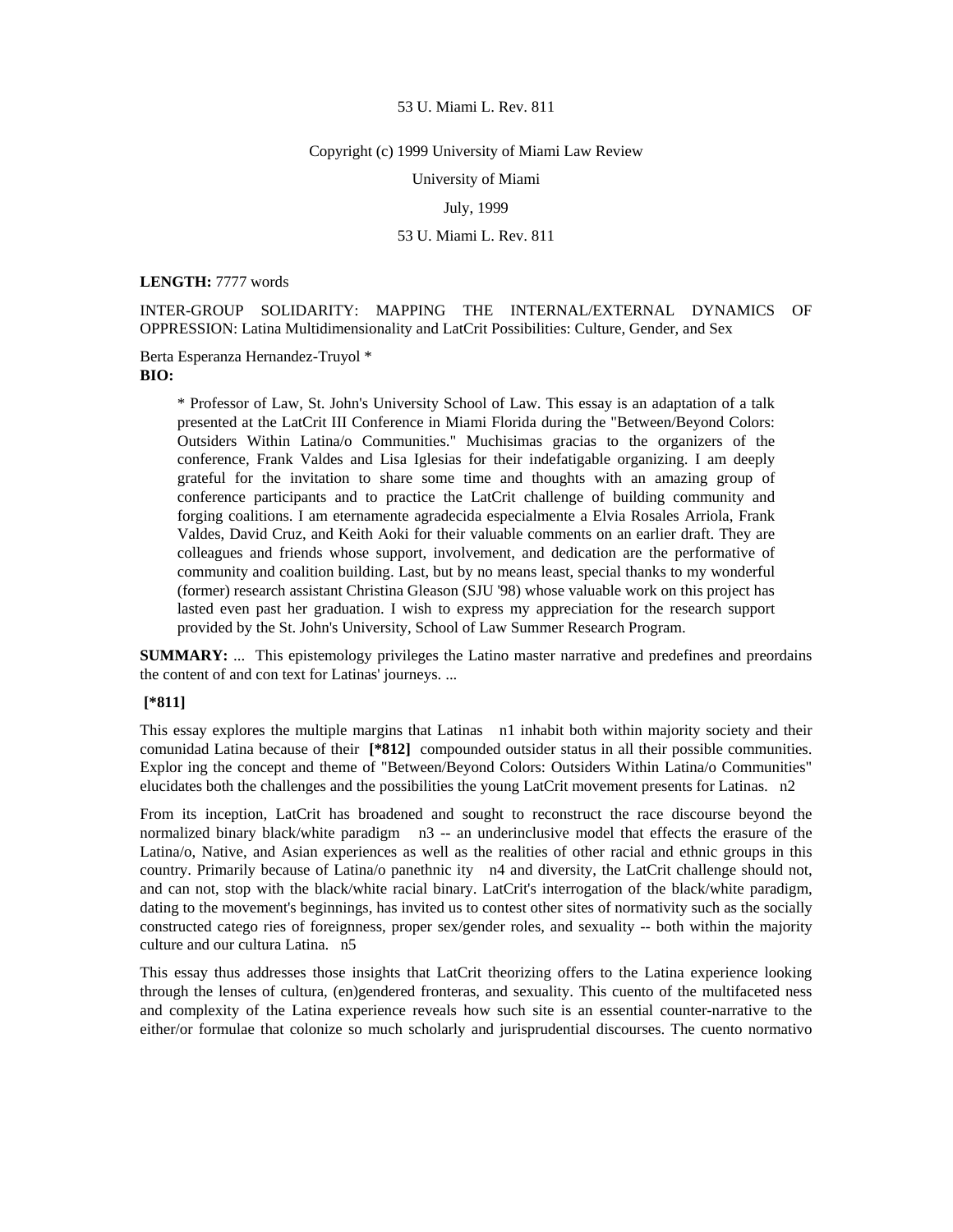53 U. Miami L. Rev. 811

Copyright (c) 1999 University of Miami Law Review

University of Miami

July, 1999

53 U. Miami L. Rev. 811

**LENGTH:** 7777 words

INTER-GROUP SOLIDARITY: MAPPING THE INTERNAL/EXTERNAL DYNAMICS OF OPPRESSION: Latina Multidimensionality and LatCrit Possibilities: Culture, Gender, and Sex

Berta Esperanza Hernandez-Truyol *

**BIO:**

> * Professor of Law, St. John's University School of Law. This essay is an adaptation of a talk presented at the LatCrit III Conference in Miami Florida during the "Between/Beyond Colors: Outsiders Within Latina/o Communities." Muchisimas gracias to the organizers of the conference, Frank Valdes and Lisa Iglesias for their indefatigable organizing. I am deeply grateful for the invitation to share some time and thoughts with an amazing group of conference participants and to practice the LatCrit challenge of building community and forging coalitions. I am eternamente agradecida especialmente a Elvia Rosales Arriola, Frank Valdes, David Cruz, and Keith Aoki for their valuable comments on an earlier draft. They are colleagues and friends whose support, involvement, and dedication are the performative of community and coalition building. Last, but by no means least, special thanks to my wonderful (former) research assistant Christina Gleason (SJU '98) whose valuable work on this project has lasted even past her graduation. I wish to express my appreciation for the research support provided by the St. John's University, School of Law Summer Research Program.

**SUMMARY:** ... This epistemology privileges the Latino master narrative and predefines and preordains the content of and con text for Latinas' journeys. ...

**[*811]**

This essay explores the multiple margins that Latinas n1 inhabit both within majority society and their comunidad Latina because of their **[*812]** compounded outsider status in all their possible communities. Explor ing the concept and theme of "Between/Beyond Colors: Outsiders Within Latina/o Communities" elucidates both the challenges and the possibilities the young LatCrit movement presents for Latinas. n2

From its inception, LatCrit has broadened and sought to reconstruct the race discourse beyond the normalized binary black/white paradigm n3 -- an underinclusive model that effects the erasure of the Latina/o, Native, and Asian experiences as well as the realities of other racial and ethnic groups in this country. Primarily because of Latina/o panethnic ity n4 and diversity, the LatCrit challenge should not, and can not, stop with the black/white racial binary. LatCrit's interrogation of the black/white paradigm, dating to the movement's beginnings, has invited us to contest other sites of normativity such as the socially constructed catego ries of foreignness, proper sex/gender roles, and sexuality -- both within the majority culture and our cultura Latina. n5

This essay thus addresses those insights that LatCrit theorizing offers to the Latina experience looking through the lenses of cultura, (en)gendered fronteras, and sexuality. This cuento of the multifaceted ness and complexity of the Latina experience reveals how such site is an essential counter-narrative to the either/or formulae that colonize so much scholarly and jurisprudential discourses. The cuento normativo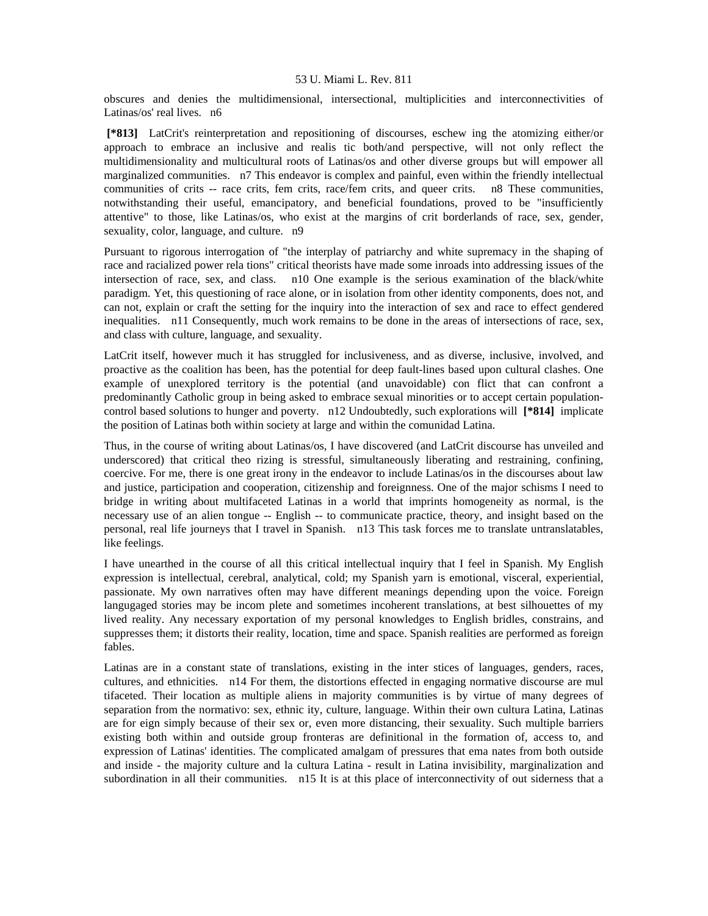obscures and denies the multidimensional, intersectional, multiplicities and interconnectivities of Latinas/os' real lives. n6

**[*813]** LatCrit's reinterpretation and repositioning of discourses, eschew ing the atomizing either/or approach to embrace an inclusive and realis tic both/and perspective, will not only reflect the multidimensionality and multicultural roots of Latinas/os and other diverse groups but will empower all marginalized communities. n7 This endeavor is complex and painful, even within the friendly intellectual communities of crits -- race crits, fem crits, race/fem crits, and queer crits. n8 These communities, notwithstanding their useful, emancipatory, and beneficial foundations, proved to be "insufficiently attentive" to those, like Latinas/os, who exist at the margins of crit borderlands of race, sex, gender, sexuality, color, language, and culture. n9

Pursuant to rigorous interrogation of "the interplay of patriarchy and white supremacy in the shaping of race and racialized power rela tions" critical theorists have made some inroads into addressing issues of the intersection of race, sex, and class. n10 One example is the serious examination of the black/white paradigm. Yet, this questioning of race alone, or in isolation from other identity components, does not, and can not, explain or craft the setting for the inquiry into the interaction of sex and race to effect gendered inequalities. n11 Consequently, much work remains to be done in the areas of intersections of race, sex, and class with culture, language, and sexuality.

LatCrit itself, however much it has struggled for inclusiveness, and as diverse, inclusive, involved, and proactive as the coalition has been, has the potential for deep fault-lines based upon cultural clashes. One example of unexplored territory is the potential (and unavoidable) con flict that can confront a predominantly Catholic group in being asked to embrace sexual minorities or to accept certain population-control based solutions to hunger and poverty. n12 Undoubtedly, such explorations will **[*814]** implicate the position of Latinas both within society at large and within the comunidad Latina.

Thus, in the course of writing about Latinas/os, I have discovered (and LatCrit discourse has unveiled and underscored) that critical theo rizing is stressful, simultaneously liberating and restraining, confining, coercive. For me, there is one great irony in the endeavor to include Latinas/os in the discourses about law and justice, participation and cooperation, citizenship and foreignness. One of the major schisms I need to bridge in writing about multifaceted Latinas in a world that imprints homogeneity as normal, is the necessary use of an alien tongue -- English -- to communicate practice, theory, and insight based on the personal, real life journeys that I travel in Spanish. n13 This task forces me to translate untranslatables, like feelings.

I have unearthed in the course of all this critical intellectual inquiry that I feel in Spanish. My English expression is intellectual, cerebral, analytical, cold; my Spanish yarn is emotional, visceral, experiential, passionate. My own narratives often may have different meanings depending upon the voice. Foreign langugaged stories may be incom plete and sometimes incoherent translations, at best silhouettes of my lived reality. Any necessary exportation of my personal knowledges to English bridles, constrains, and suppresses them; it distorts their reality, location, time and space. Spanish realities are performed as foreign fables.

Latinas are in a constant state of translations, existing in the inter stices of languages, genders, races, cultures, and ethnicities. n14 For them, the distortions effected in engaging normative discourse are mul tifaceted. Their location as multiple aliens in majority communities is by virtue of many degrees of separation from the normativo: sex, ethnic ity, culture, language. Within their own cultura Latina, Latinas are for eign simply because of their sex or, even more distancing, their sexuality. Such multiple barriers existing both within and outside group fronteras are definitional in the formation of, access to, and expression of Latinas' identities. The complicated amalgam of pressures that ema nates from both outside and inside - the majority culture and la cultura Latina - result in Latina invisibility, marginalization and subordination in all their communities. n15 It is at this place of interconnectivity of out siderness that a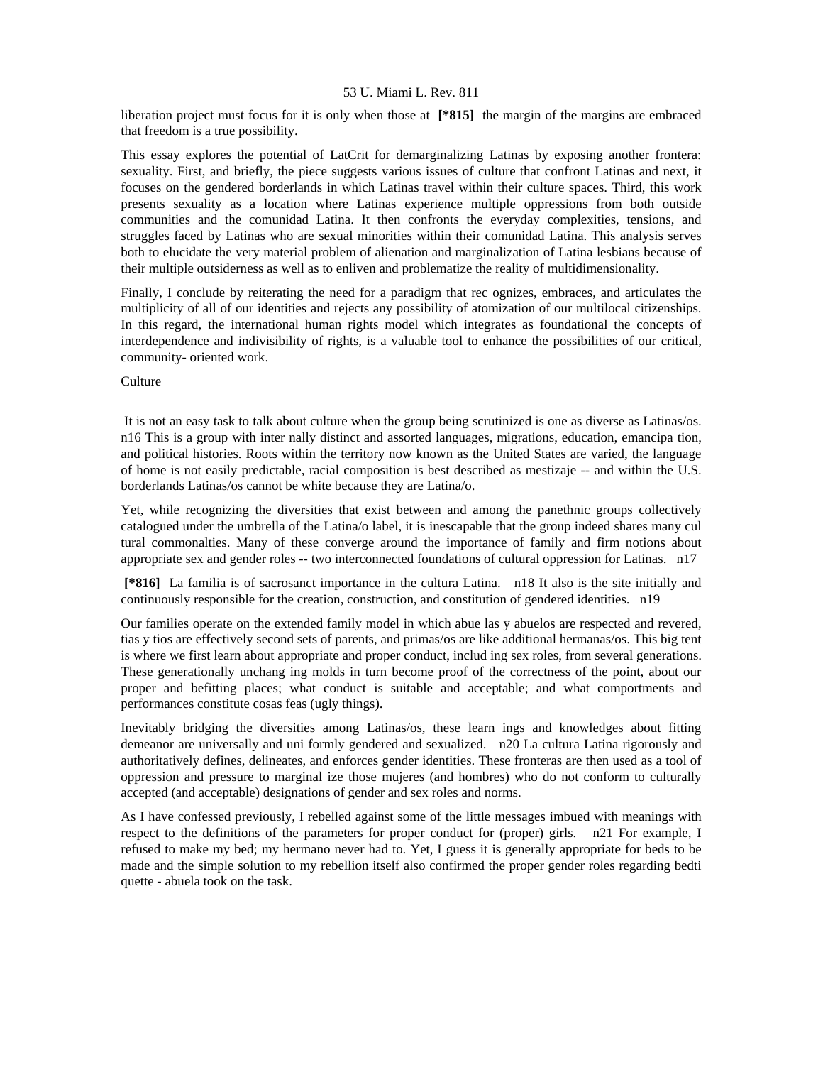liberation project must focus for it is only when those at **[*815]** the margin of the margins are embraced that freedom is a true possibility.

This essay explores the potential of LatCrit for demarginalizing Latinas by exposing another frontera: sexuality. First, and briefly, the piece suggests various issues of culture that confront Latinas and next, it focuses on the gendered borderlands in which Latinas travel within their culture spaces. Third, this work presents sexuality as a location where Latinas experience multiple oppressions from both outside communities and the comunidad Latina. It then confronts the everyday complexities, tensions, and struggles faced by Latinas who are sexual minorities within their comunidad Latina. This analysis serves both to elucidate the very material problem of alienation and marginalization of Latina lesbians because of their multiple outsiderness as well as to enliven and problematize the reality of multidimensionality.

Finally, I conclude by reiterating the need for a paradigm that rec ognizes, embraces, and articulates the multiplicity of all of our identities and rejects any possibility of atomization of our multilocal citizenships. In this regard, the international human rights model which integrates as foundational the concepts of interdependence and indivisibility of rights, is a valuable tool to enhance the possibilities of our critical, community- oriented work.

Culture

It is not an easy task to talk about culture when the group being scrutinized is one as diverse as Latinas/os. n16 This is a group with inter nally distinct and assorted languages, migrations, education, emancipa tion, and political histories. Roots within the territory now known as the United States are varied, the language of home is not easily predictable, racial composition is best described as mestizaje -- and within the U.S. borderlands Latinas/os cannot be white because they are Latina/o.

Yet, while recognizing the diversities that exist between and among the panethnic groups collectively catalogued under the umbrella of the Latina/o label, it is inescapable that the group indeed shares many cul tural commonalties. Many of these converge around the importance of family and firm notions about appropriate sex and gender roles -- two interconnected foundations of cultural oppression for Latinas. n17

**[*816]** La familia is of sacrosanct importance in the cultura Latina. n18 It also is the site initially and continuously responsible for the creation, construction, and constitution of gendered identities. n19

Our families operate on the extended family model in which abue las y abuelos are respected and revered, tias y tios are effectively second sets of parents, and primas/os are like additional hermanas/os. This big tent is where we first learn about appropriate and proper conduct, includ ing sex roles, from several generations. These generationally unchang ing molds in turn become proof of the correctness of the point, about our proper and befitting places; what conduct is suitable and acceptable; and what comportments and performances constitute cosas feas (ugly things).

Inevitably bridging the diversities among Latinas/os, these learn ings and knowledges about fitting demeanor are universally and uni formly gendered and sexualized. n20 La cultura Latina rigorously and authoritatively defines, delineates, and enforces gender identities. These fronteras are then used as a tool of oppression and pressure to marginal ize those mujeres (and hombres) who do not conform to culturally accepted (and acceptable) designations of gender and sex roles and norms.

As I have confessed previously, I rebelled against some of the little messages imbued with meanings with respect to the definitions of the parameters for proper conduct for (proper) girls. n21 For example, I refused to make my bed; my hermano never had to. Yet, I guess it is generally appropriate for beds to be made and the simple solution to my rebellion itself also confirmed the proper gender roles regarding bedti quette - abuela took on the task.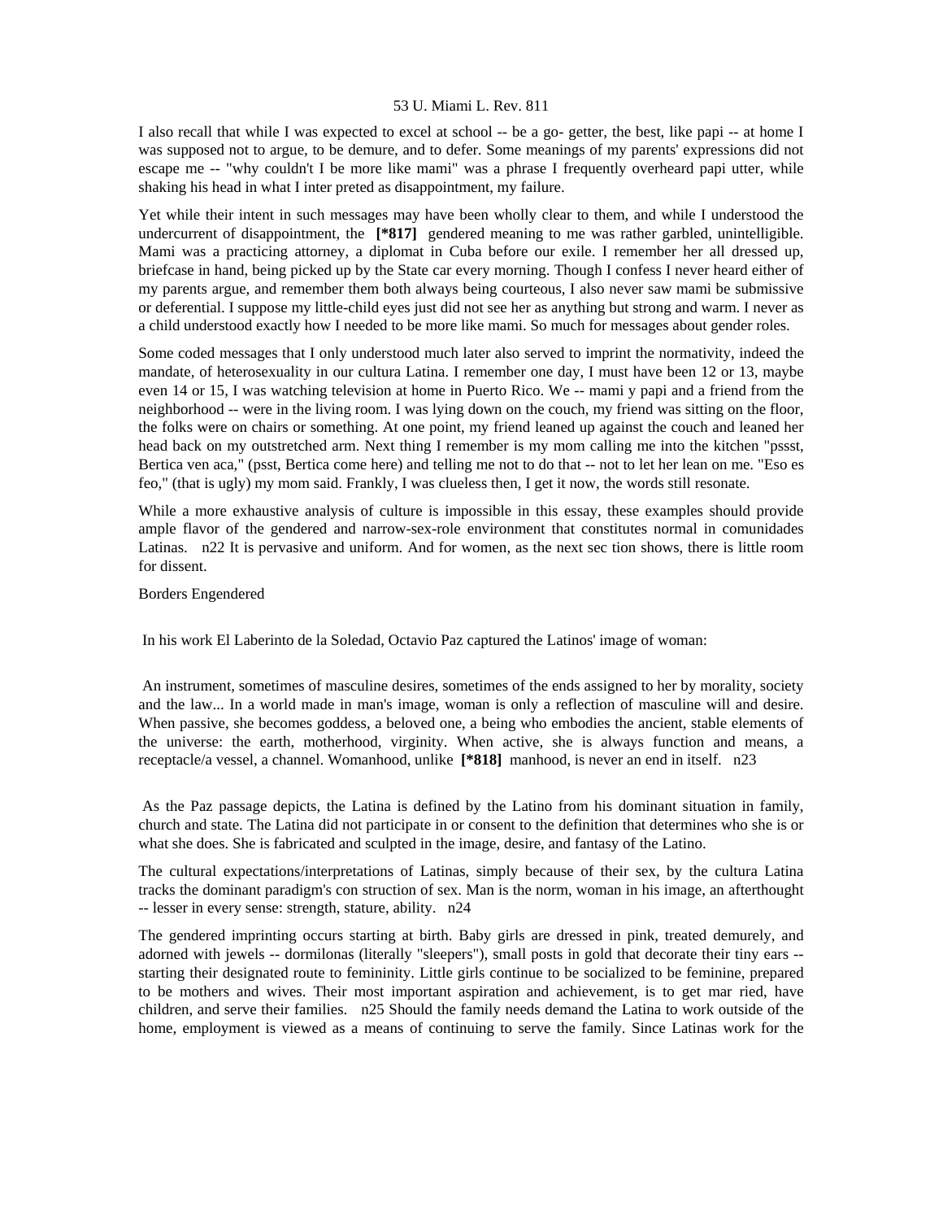I also recall that while I was expected to excel at school -- be a go- getter, the best, like papi -- at home I was supposed not to argue, to be demure, and to defer. Some meanings of my parents' expressions did not escape me -- "why couldn't I be more like mami" was a phrase I frequently overheard papi utter, while shaking his head in what I inter preted as disappointment, my failure.

Yet while their intent in such messages may have been wholly clear to them, and while I understood the undercurrent of disappointment, the **[*817]** gendered meaning to me was rather garbled, unintelligible. Mami was a practicing attorney, a diplomat in Cuba before our exile. I remember her all dressed up, briefcase in hand, being picked up by the State car every morning. Though I confess I never heard either of my parents argue, and remember them both always being courteous, I also never saw mami be submissive or deferential. I suppose my little-child eyes just did not see her as anything but strong and warm. I never as a child understood exactly how I needed to be more like mami. So much for messages about gender roles.

Some coded messages that I only understood much later also served to imprint the normativity, indeed the mandate, of heterosexuality in our cultura Latina. I remember one day, I must have been 12 or 13, maybe even 14 or 15, I was watching television at home in Puerto Rico. We -- mami y papi and a friend from the neighborhood -- were in the living room. I was lying down on the couch, my friend was sitting on the floor, the folks were on chairs or something. At one point, my friend leaned up against the couch and leaned her head back on my outstretched arm. Next thing I remember is my mom calling me into the kitchen "pssst, Bertica ven aca," (psst, Bertica come here) and telling me not to do that -- not to let her lean on me. "Eso es feo," (that is ugly) my mom said. Frankly, I was clueless then, I get it now, the words still resonate.

While a more exhaustive analysis of culture is impossible in this essay, these examples should provide ample flavor of the gendered and narrow-sex-role environment that constitutes normal in comunidades Latinas. n22 It is pervasive and uniform. And for women, as the next sec tion shows, there is little room for dissent.

Borders Engendered

In his work El Laberinto de la Soledad, Octavio Paz captured the Latinos' image of woman:

> An instrument, sometimes of masculine desires, sometimes of the ends assigned to her by morality, society and the law... In a world made in man's image, woman is only a reflection of masculine will and desire. When passive, she becomes goddess, a beloved one, a being who embodies the ancient, stable elements of the universe: the earth, motherhood, virginity. When active, she is always function and means, a receptacle/a vessel, a channel. Womanhood, unlike **[*818]** manhood, is never an end in itself. n23

As the Paz passage depicts, the Latina is defined by the Latino from his dominant situation in family, church and state. The Latina did not participate in or consent to the definition that determines who she is or what she does. She is fabricated and sculpted in the image, desire, and fantasy of the Latino.

The cultural expectations/interpretations of Latinas, simply because of their sex, by the cultura Latina tracks the dominant paradigm's con struction of sex. Man is the norm, woman in his image, an afterthought -- lesser in every sense: strength, stature, ability. n24

The gendered imprinting occurs starting at birth. Baby girls are dressed in pink, treated demurely, and adorned with jewels -- dormilonas (literally "sleepers"), small posts in gold that decorate their tiny ears -- starting their designated route to femininity. Little girls continue to be socialized to be feminine, prepared to be mothers and wives. Their most important aspiration and achievement, is to get mar ried, have children, and serve their families. n25 Should the family needs demand the Latina to work outside of the home, employment is viewed as a means of continuing to serve the family. Since Latinas work for the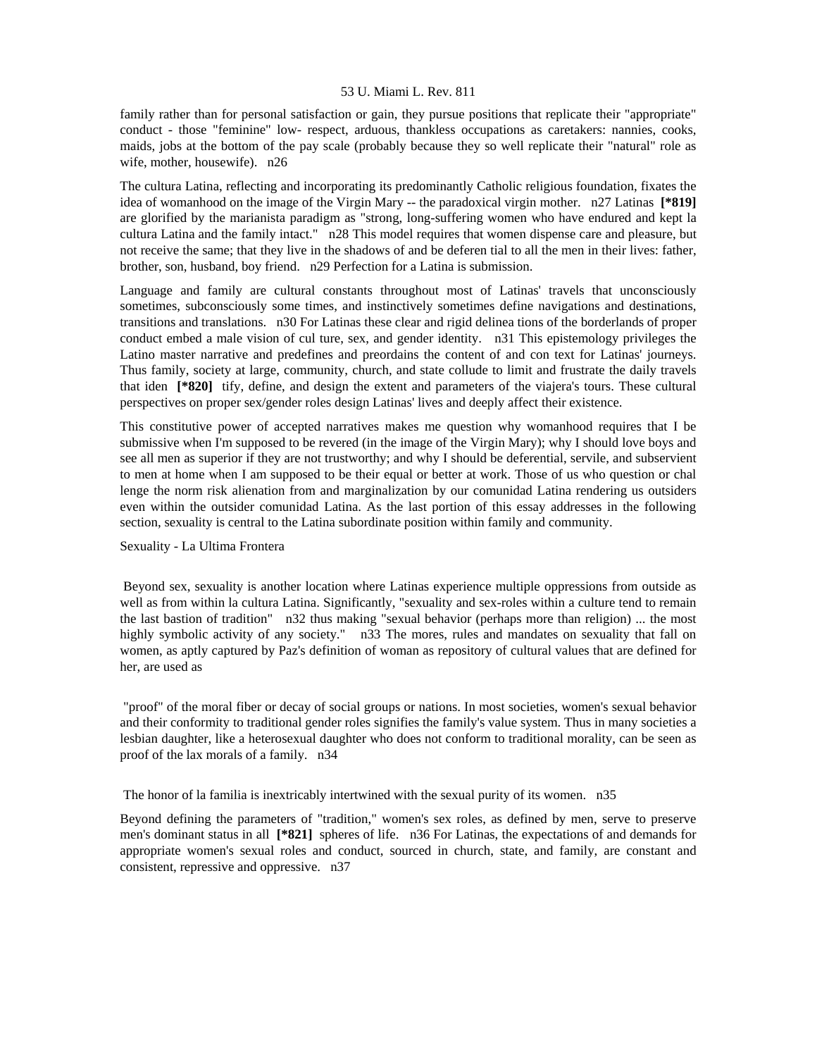family rather than for personal satisfaction or gain, they pursue positions that replicate their "appropriate" conduct - those "feminine" low- respect, arduous, thankless occupations as caretakers: nannies, cooks, maids, jobs at the bottom of the pay scale (probably because they so well replicate their "natural" role as wife, mother, housewife).   n26

The cultura Latina, reflecting and incorporating its predominantly Catholic religious foundation, fixates the idea of womanhood on the image of the Virgin Mary -- the paradoxical virgin mother.   n27 Latinas  **[*819]**  are glorified by the marianista paradigm as "strong, long-suffering women who have endured and kept la cultura Latina and the family intact."   n28 This model requires that women dispense care and pleasure, but not receive the same; that they live in the shadows of and be deferen tial to all the men in their lives: father, brother, son, husband, boy friend.   n29 Perfection for a Latina is submission.

Language and family are cultural constants throughout most of Latinas' travels that unconsciously sometimes, subconsciously some times, and instinctively sometimes define navigations and destinations, transitions and translations.   n30 For Latinas these clear and rigid delinea tions of the borderlands of proper conduct embed a male vision of cul ture, sex, and gender identity.   n31 This epistemology privileges the Latino master narrative and predefines and preordains the content of and con text for Latinas' journeys. Thus family, society at large, community, church, and state collude to limit and frustrate the daily travels that iden  **[*820]**  tify, define, and design the extent and parameters of the viajera's tours. These cultural perspectives on proper sex/gender roles design Latinas' lives and deeply affect their existence.

This constitutive power of accepted narratives makes me question why womanhood requires that I be submissive when I'm supposed to be revered (in the image of the Virgin Mary); why I should love boys and see all men as superior if they are not trustworthy; and why I should be deferential, servile, and subservient to men at home when I am supposed to be their equal or better at work. Those of us who question or chal lenge the norm risk alienation from and marginalization by our comunidad Latina rendering us outsiders even within the outsider comunidad Latina. As the last portion of this essay addresses in the following section, sexuality is central to the Latina subordinate position within family and community.

Sexuality - La Ultima Frontera

Beyond sex, sexuality is another location where Latinas experience multiple oppressions from outside as well as from within la cultura Latina. Significantly, "sexuality and sex-roles within a culture tend to remain the last bastion of tradition"   n32 thus making "sexual behavior (perhaps more than religion) ... the most highly symbolic activity of any society."   n33 The mores, rules and mandates on sexuality that fall on women, as aptly captured by Paz's definition of woman as repository of cultural values that are defined for her, are used as

> "proof" of the moral fiber or decay of social groups or nations. In most societies, women's sexual behavior and their conformity to traditional gender roles signifies the family's value system. Thus in many societies a lesbian daughter, like a heterosexual daughter who does not conform to traditional morality, can be seen as proof of the lax morals of a family.   n34

The honor of la familia is inextricably intertwined with the sexual purity of its women.   n35

Beyond defining the parameters of "tradition," women's sex roles, as defined by men, serve to preserve men's dominant status in all  **[*821]**  spheres of life.   n36 For Latinas, the expectations of and demands for appropriate women's sexual roles and conduct, sourced in church, state, and family, are constant and consistent, repressive and oppressive.   n37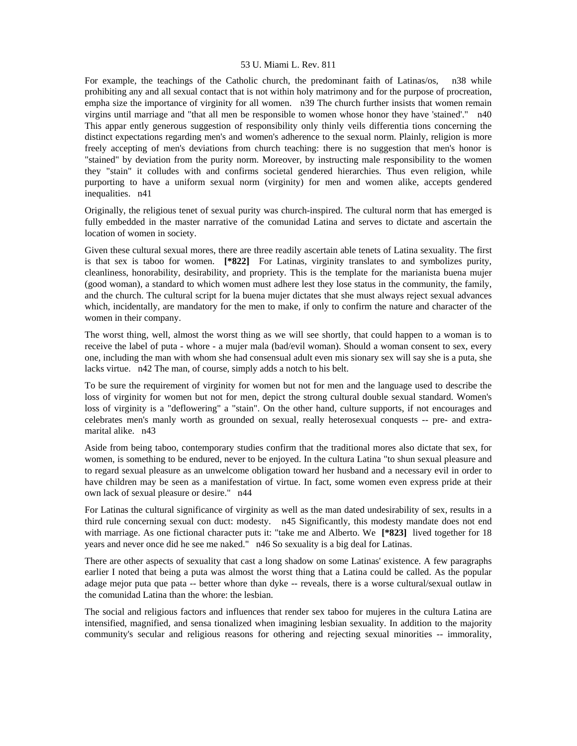For example, the teachings of the Catholic church, the predominant faith of Latinas/os, n38 while prohibiting any and all sexual contact that is not within holy matrimony and for the purpose of procreation, empha size the importance of virginity for all women. n39 The church further insists that women remain virgins until marriage and "that all men be responsible to women whose honor they have 'stained'." n40 This appar ently generous suggestion of responsibility only thinly veils differentia tions concerning the distinct expectations regarding men's and women's adherence to the sexual norm. Plainly, religion is more freely accepting of men's deviations from church teaching: there is no suggestion that men's honor is "stained" by deviation from the purity norm. Moreover, by instructing male responsibility to the women they "stain" it colludes with and confirms societal gendered hierarchies. Thus even religion, while purporting to have a uniform sexual norm (virginity) for men and women alike, accepts gendered inequalities. n41

Originally, the religious tenet of sexual purity was church-inspired. The cultural norm that has emerged is fully embedded in the master narrative of the comunidad Latina and serves to dictate and ascertain the location of women in society.

Given these cultural sexual mores, there are three readily ascertain able tenets of Latina sexuality. The first is that sex is taboo for women. **[*822]** For Latinas, virginity translates to and symbolizes purity, cleanliness, honorability, desirability, and propriety. This is the template for the marianista buena mujer (good woman), a standard to which women must adhere lest they lose status in the community, the family, and the church. The cultural script for la buena mujer dictates that she must always reject sexual advances which, incidentally, are mandatory for the men to make, if only to confirm the nature and character of the women in their company.

The worst thing, well, almost the worst thing as we will see shortly, that could happen to a woman is to receive the label of puta - whore - a mujer mala (bad/evil woman). Should a woman consent to sex, every one, including the man with whom she had consensual adult even mis sionary sex will say she is a puta, she lacks virtue. n42 The man, of course, simply adds a notch to his belt.

To be sure the requirement of virginity for women but not for men and the language used to describe the loss of virginity for women but not for men, depict the strong cultural double sexual standard. Women's loss of virginity is a "deflowering" a "stain". On the other hand, culture supports, if not encourages and celebrates men's manly worth as grounded on sexual, really heterosexual conquests -- pre- and extra-marital alike. n43

Aside from being taboo, contemporary studies confirm that the traditional mores also dictate that sex, for women, is something to be endured, never to be enjoyed. In the cultura Latina "to shun sexual pleasure and to regard sexual pleasure as an unwelcome obligation toward her husband and a necessary evil in order to have children may be seen as a manifestation of virtue. In fact, some women even express pride at their own lack of sexual pleasure or desire." n44

For Latinas the cultural significance of virginity as well as the man dated undesirability of sex, results in a third rule concerning sexual con duct: modesty. n45 Significantly, this modesty mandate does not end with marriage. As one fictional character puts it: "take me and Alberto. We **[*823]** lived together for 18 years and never once did he see me naked." n46 So sexuality is a big deal for Latinas.

There are other aspects of sexuality that cast a long shadow on some Latinas' existence. A few paragraphs earlier I noted that being a puta was almost the worst thing that a Latina could be called. As the popular adage mejor puta que pata -- better whore than dyke -- reveals, there is a worse cultural/sexual outlaw in the comunidad Latina than the whore: the lesbian.

The social and religious factors and influences that render sex taboo for mujeres in the cultura Latina are intensified, magnified, and sensa tionalized when imagining lesbian sexuality. In addition to the majority community's secular and religious reasons for othering and rejecting sexual minorities -- immorality,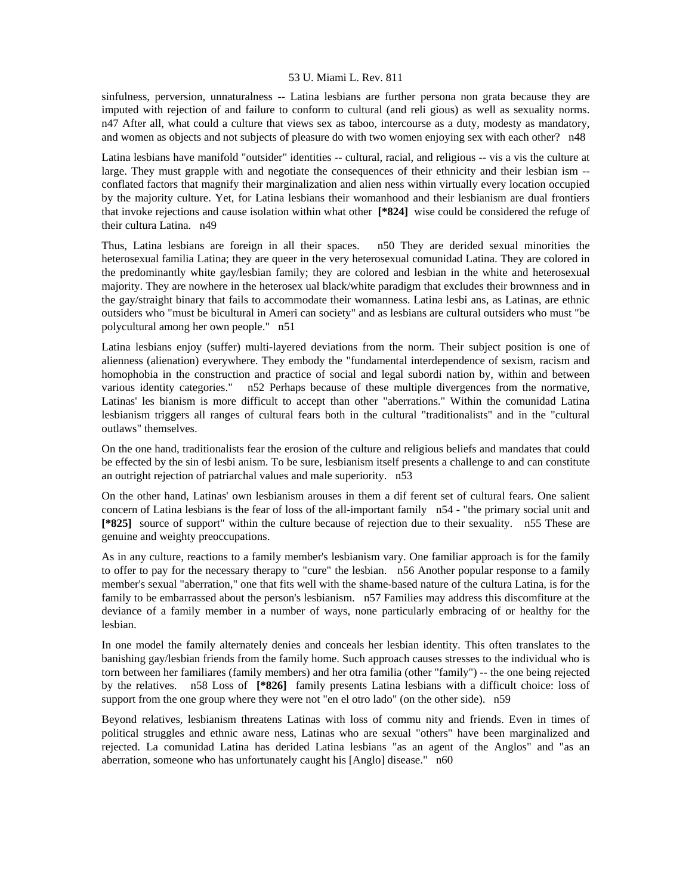sinfulness, perversion, unnaturalness -- Latina lesbians are further persona non grata because they are imputed with rejection of and failure to conform to cultural (and reli gious) as well as sexuality norms. n47 After all, what could a culture that views sex as taboo, intercourse as a duty, modesty as mandatory, and women as objects and not subjects of pleasure do with two women enjoying sex with each other? n48

Latina lesbians have manifold "outsider" identities -- cultural, racial, and religious -- vis a vis the culture at large. They must grapple with and negotiate the consequences of their ethnicity and their lesbian ism -- conflated factors that magnify their marginalization and alien ness within virtually every location occupied by the majority culture. Yet, for Latina lesbians their womanhood and their lesbianism are dual frontiers that invoke rejections and cause isolation within what other **[*824]** wise could be considered the refuge of their cultura Latina. n49

Thus, Latina lesbians are foreign in all their spaces. n50 They are derided sexual minorities the heterosexual familia Latina; they are queer in the very heterosexual comunidad Latina. They are colored in the predominantly white gay/lesbian family; they are colored and lesbian in the white and heterosexual majority. They are nowhere in the heterosex ual black/white paradigm that excludes their brownness and in the gay/straight binary that fails to accommodate their womanness. Latina lesbi ans, as Latinas, are ethnic outsiders who "must be bicultural in Ameri can society" and as lesbians are cultural outsiders who must "be polycultural among her own people." n51

Latina lesbians enjoy (suffer) multi-layered deviations from the norm. Their subject position is one of alienness (alienation) everywhere. They embody the "fundamental interdependence of sexism, racism and homophobia in the construction and practice of social and legal subordi nation by, within and between various identity categories." n52 Perhaps because of these multiple divergences from the normative, Latinas' les bianism is more difficult to accept than other "aberrations." Within the comunidad Latina lesbianism triggers all ranges of cultural fears both in the cultural "traditionalists" and in the "cultural outlaws" themselves.

On the one hand, traditionalists fear the erosion of the culture and religious beliefs and mandates that could be effected by the sin of lesbi anism. To be sure, lesbianism itself presents a challenge to and can constitute an outright rejection of patriarchal values and male superiority. n53

On the other hand, Latinas' own lesbianism arouses in them a dif ferent set of cultural fears. One salient concern of Latina lesbians is the fear of loss of the all-important family n54 - "the primary social unit and **[*825]** source of support" within the culture because of rejection due to their sexuality. n55 These are genuine and weighty preoccupations.

As in any culture, reactions to a family member's lesbianism vary. One familiar approach is for the family to offer to pay for the necessary therapy to "cure" the lesbian. n56 Another popular response to a family member's sexual "aberration," one that fits well with the shame-based nature of the cultura Latina, is for the family to be embarrassed about the person's lesbianism. n57 Families may address this discomfiture at the deviance of a family member in a number of ways, none particularly embracing of or healthy for the lesbian.

In one model the family alternately denies and conceals her lesbian identity. This often translates to the banishing gay/lesbian friends from the family home. Such approach causes stresses to the individual who is torn between her familiares (family members) and her otra familia (other "family") -- the one being rejected by the relatives. n58 Loss of **[*826]** family presents Latina lesbians with a difficult choice: loss of support from the one group where they were not "en el otro lado" (on the other side). n59

Beyond relatives, lesbianism threatens Latinas with loss of commu nity and friends. Even in times of political struggles and ethnic aware ness, Latinas who are sexual "others" have been marginalized and rejected. La comunidad Latina has derided Latina lesbians "as an agent of the Anglos" and "as an aberration, someone who has unfortunately caught his [Anglo] disease." n60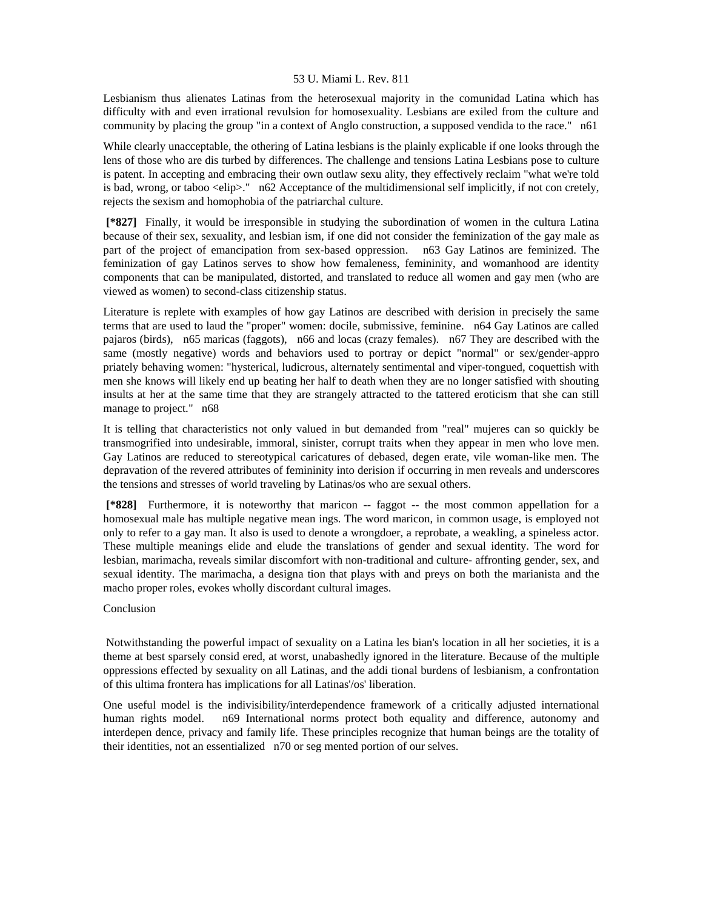Lesbianism thus alienates Latinas from the heterosexual majority in the comunidad Latina which has difficulty with and even irrational revulsion for homosexuality. Lesbians are exiled from the culture and community by placing the group "in a context of Anglo construction, a supposed vendida to the race." n61

While clearly unacceptable, the othering of Latina lesbians is the plainly explicable if one looks through the lens of those who are dis turbed by differences. The challenge and tensions Latina Lesbians pose to culture is patent. In accepting and embracing their own outlaw sexu ality, they effectively reclaim "what we're told is bad, wrong, or taboo <elip>." n62 Acceptance of the multidimensional self implicitly, if not con cretely, rejects the sexism and homophobia of the patriarchal culture.

**[*827]** Finally, it would be irresponsible in studying the subordination of women in the cultura Latina because of their sex, sexuality, and lesbian ism, if one did not consider the feminization of the gay male as part of the project of emancipation from sex-based oppression. n63 Gay Latinos are feminized. The feminization of gay Latinos serves to show how femaleness, femininity, and womanhood are identity components that can be manipulated, distorted, and translated to reduce all women and gay men (who are viewed as women) to second-class citizenship status.

Literature is replete with examples of how gay Latinos are described with derision in precisely the same terms that are used to laud the "proper" women: docile, submissive, feminine. n64 Gay Latinos are called pajaros (birds), n65 maricas (faggots), n66 and locas (crazy females). n67 They are described with the same (mostly negative) words and behaviors used to portray or depict "normal" or sex/gender-appro priately behaving women: "hysterical, ludicrous, alternately sentimental and viper-tongued, coquettish with men she knows will likely end up beating her half to death when they are no longer satisfied with shouting insults at her at the same time that they are strangely attracted to the tattered eroticism that she can still manage to project." n68

It is telling that characteristics not only valued in but demanded from "real" mujeres can so quickly be transmogrified into undesirable, immoral, sinister, corrupt traits when they appear in men who love men. Gay Latinos are reduced to stereotypical caricatures of debased, degen erate, vile woman-like men. The depravation of the revered attributes of femininity into derision if occurring in men reveals and underscores the tensions and stresses of world traveling by Latinas/os who are sexual others.

**[*828]** Furthermore, it is noteworthy that maricon -- faggot -- the most common appellation for a homosexual male has multiple negative mean ings. The word maricon, in common usage, is employed not only to refer to a gay man. It also is used to denote a wrongdoer, a reprobate, a weakling, a spineless actor. These multiple meanings elide and elude the translations of gender and sexual identity. The word for lesbian, marimacha, reveals similar discomfort with non-traditional and culture- affronting gender, sex, and sexual identity. The marimacha, a designa tion that plays with and preys on both the marianista and the macho proper roles, evokes wholly discordant cultural images.

## Conclusion

Notwithstanding the powerful impact of sexuality on a Latina les bian's location in all her societies, it is a theme at best sparsely consid ered, at worst, unabashedly ignored in the literature. Because of the multiple oppressions effected by sexuality on all Latinas, and the addi tional burdens of lesbianism, a confrontation of this ultima frontera has implications for all Latinas'/os' liberation.

One useful model is the indivisibility/interdependence framework of a critically adjusted international human rights model. n69 International norms protect both equality and difference, autonomy and interdepen dence, privacy and family life. These principles recognize that human beings are the totality of their identities, not an essentialized n70 or seg mented portion of our selves.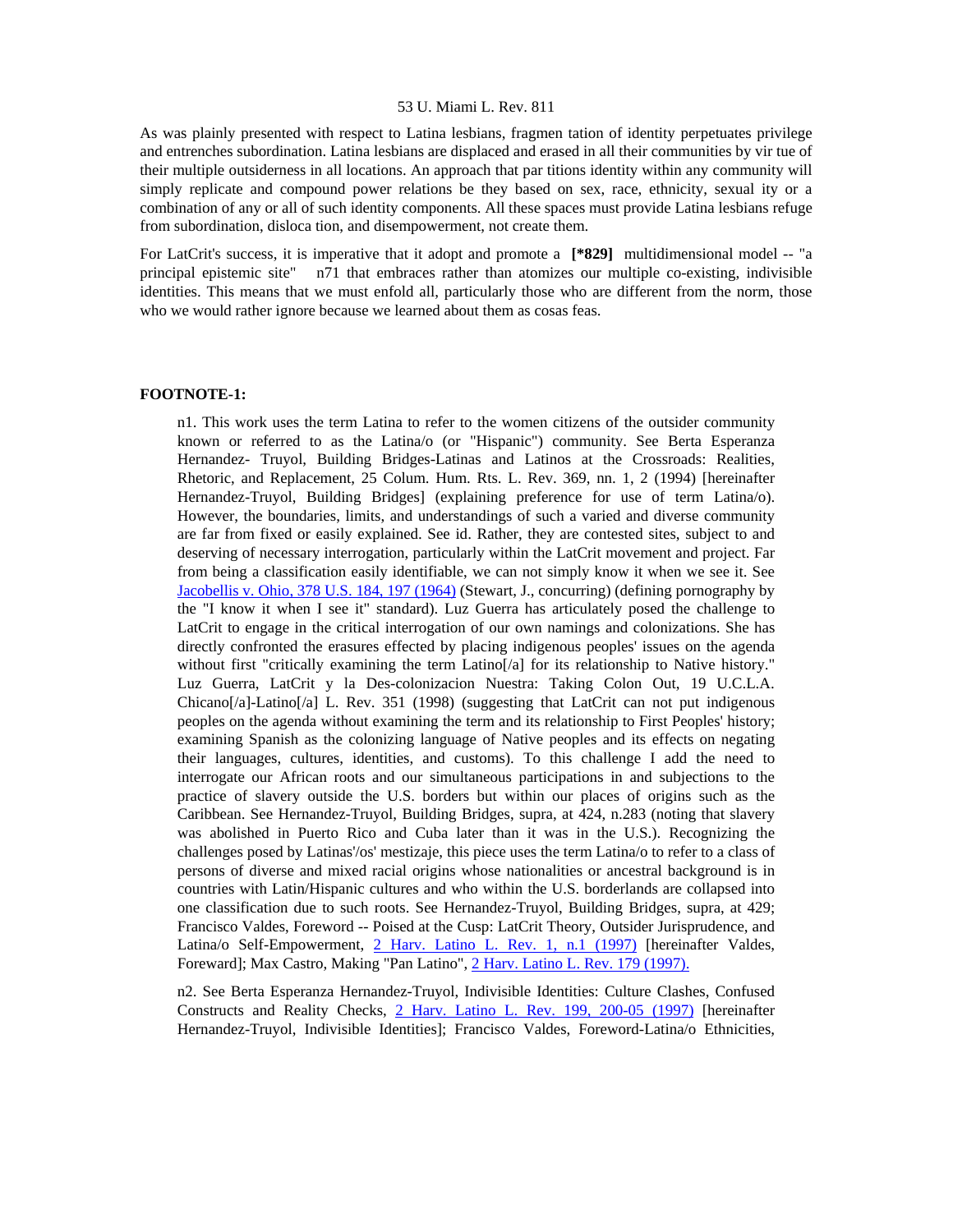As was plainly presented with respect to Latina lesbians, fragmen tation of identity perpetuates privilege and entrenches subordination. Latina lesbians are displaced and erased in all their communities by vir tue of their multiple outsiderness in all locations. An approach that par titions identity within any community will simply replicate and compound power relations be they based on sex, race, ethnicity, sexual ity or a combination of any or all of such identity components. All these spaces must provide Latina lesbians refuge from subordination, disloca tion, and disempowerment, not create them.

For LatCrit's success, it is imperative that it adopt and promote a **[*829]** multidimensional model -- "a principal epistemic site" n71 that embraces rather than atomizes our multiple co-existing, indivisible identities. This means that we must enfold all, particularly those who are different from the norm, those who we would rather ignore because we learned about them as cosas feas.

**FOOTNOTE-1:**

n1. This work uses the term Latina to refer to the women citizens of the outsider community known or referred to as the Latina/o (or "Hispanic") community. See Berta Esperanza Hernandez- Truyol, Building Bridges-Latinas and Latinos at the Crossroads: Realities, Rhetoric, and Replacement, 25 Colum. Hum. Rts. L. Rev. 369, nn. 1, 2 (1994) [hereinafter Hernandez-Truyol, Building Bridges] (explaining preference for use of term Latina/o). However, the boundaries, limits, and understandings of such a varied and diverse community are far from fixed or easily explained. See id. Rather, they are contested sites, subject to and deserving of necessary interrogation, particularly within the LatCrit movement and project. Far from being a classification easily identifiable, we can not simply know it when we see it. See Jacobellis v. Ohio, 378 U.S. 184, 197 (1964) (Stewart, J., concurring) (defining pornography by the "I know it when I see it" standard). Luz Guerra has articulately posed the challenge to LatCrit to engage in the critical interrogation of our own namings and colonizations. She has directly confronted the erasures effected by placing indigenous peoples' issues on the agenda without first "critically examining the term Latino[/a] for its relationship to Native history." Luz Guerra, LatCrit y la Des-colonizacion Nuestra: Taking Colon Out, 19 U.C.L.A. Chicano[/a]-Latino[/a] L. Rev. 351 (1998) (suggesting that LatCrit can not put indigenous peoples on the agenda without examining the term and its relationship to First Peoples' history; examining Spanish as the colonizing language of Native peoples and its effects on negating their languages, cultures, identities, and customs). To this challenge I add the need to interrogate our African roots and our simultaneous participations in and subjections to the practice of slavery outside the U.S. borders but within our places of origins such as the Caribbean. See Hernandez-Truyol, Building Bridges, supra, at 424, n.283 (noting that slavery was abolished in Puerto Rico and Cuba later than it was in the U.S.). Recognizing the challenges posed by Latinas'/os' mestizaje, this piece uses the term Latina/o to refer to a class of persons of diverse and mixed racial origins whose nationalities or ancestral background is in countries with Latin/Hispanic cultures and who within the U.S. borderlands are collapsed into one classification due to such roots. See Hernandez-Truyol, Building Bridges, supra, at 429; Francisco Valdes, Foreword -- Poised at the Cusp: LatCrit Theory, Outsider Jurisprudence, and Latina/o Self-Empowerment, 2 Harv. Latino L. Rev. 1, n.1 (1997) [hereinafter Valdes, Foreward]; Max Castro, Making "Pan Latino", 2 Harv. Latino L. Rev. 179 (1997).

n2. See Berta Esperanza Hernandez-Truyol, Indivisible Identities: Culture Clashes, Confused Constructs and Reality Checks, 2 Harv. Latino L. Rev. 199, 200-05 (1997) [hereinafter Hernandez-Truyol, Indivisible Identities]; Francisco Valdes, Foreword-Latina/o Ethnicities,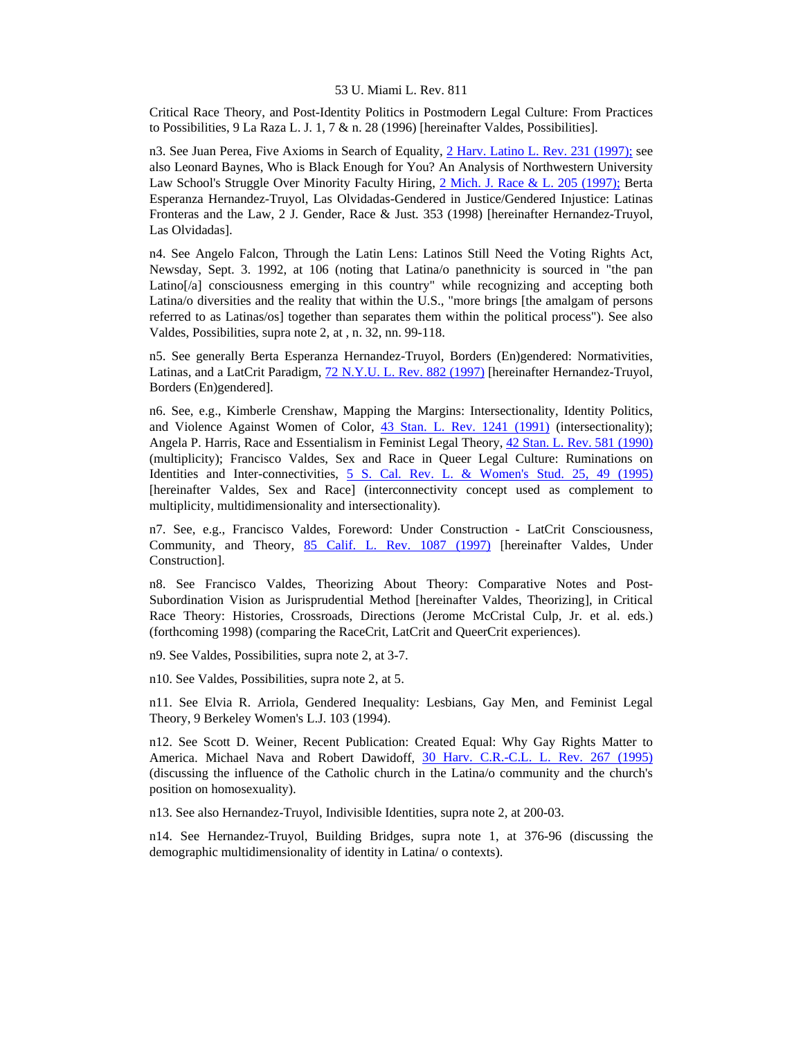Critical Race Theory, and Post-Identity Politics in Postmodern Legal Culture: From Practices to Possibilities, 9 La Raza L. J. 1, 7 & n. 28 (1996) [hereinafter Valdes, Possibilities].

n3. See Juan Perea, Five Axioms in Search of Equality, 2 Harv. Latino L. Rev. 231 (1997); see also Leonard Baynes, Who is Black Enough for You? An Analysis of Northwestern University Law School's Struggle Over Minority Faculty Hiring, 2 Mich. J. Race & L. 205 (1997); Berta Esperanza Hernandez-Truyol, Las Olvidadas-Gendered in Justice/Gendered Injustice: Latinas Fronteras and the Law, 2 J. Gender, Race & Just. 353 (1998) [hereinafter Hernandez-Truyol, Las Olvidadas].

n4. See Angelo Falcon, Through the Latin Lens: Latinos Still Need the Voting Rights Act, Newsday, Sept. 3. 1992, at 106 (noting that Latina/o panethnicity is sourced in "the pan Latino[/a] consciousness emerging in this country" while recognizing and accepting both Latina/o diversities and the reality that within the U.S., "more brings [the amalgam of persons referred to as Latinas/os] together than separates them within the political process"). See also Valdes, Possibilities, supra note 2, at , n. 32, nn. 99-118.

n5. See generally Berta Esperanza Hernandez-Truyol, Borders (En)gendered: Normativities, Latinas, and a LatCrit Paradigm, 72 N.Y.U. L. Rev. 882 (1997) [hereinafter Hernandez-Truyol, Borders (En)gendered].

n6. See, e.g., Kimberle Crenshaw, Mapping the Margins: Intersectionality, Identity Politics, and Violence Against Women of Color, 43 Stan. L. Rev. 1241 (1991) (intersectionality); Angela P. Harris, Race and Essentialism in Feminist Legal Theory, 42 Stan. L. Rev. 581 (1990) (multiplicity); Francisco Valdes, Sex and Race in Queer Legal Culture: Ruminations on Identities and Inter-connectivities, 5 S. Cal. Rev. L. & Women's Stud. 25, 49 (1995) [hereinafter Valdes, Sex and Race] (interconnectivity concept used as complement to multiplicity, multidimensionality and intersectionality).

n7. See, e.g., Francisco Valdes, Foreword: Under Construction - LatCrit Consciousness, Community, and Theory, 85 Calif. L. Rev. 1087 (1997) [hereinafter Valdes, Under Construction].

n8. See Francisco Valdes, Theorizing About Theory: Comparative Notes and Post-Subordination Vision as Jurisprudential Method [hereinafter Valdes, Theorizing], in Critical Race Theory: Histories, Crossroads, Directions (Jerome McCristal Culp, Jr. et al. eds.) (forthcoming 1998) (comparing the RaceCrit, LatCrit and QueerCrit experiences).

n9. See Valdes, Possibilities, supra note 2, at 3-7.

n10. See Valdes, Possibilities, supra note 2, at 5.

n11. See Elvia R. Arriola, Gendered Inequality: Lesbians, Gay Men, and Feminist Legal Theory, 9 Berkeley Women's L.J. 103 (1994).

n12. See Scott D. Weiner, Recent Publication: Created Equal: Why Gay Rights Matter to America. Michael Nava and Robert Dawidoff, 30 Harv. C.R.-C.L. L. Rev. 267 (1995) (discussing the influence of the Catholic church in the Latina/o community and the church's position on homosexuality).

n13. See also Hernandez-Truyol, Indivisible Identities, supra note 2, at 200-03.

n14. See Hernandez-Truyol, Building Bridges, supra note 1, at 376-96 (discussing the demographic multidimensionality of identity in Latina/ o contexts).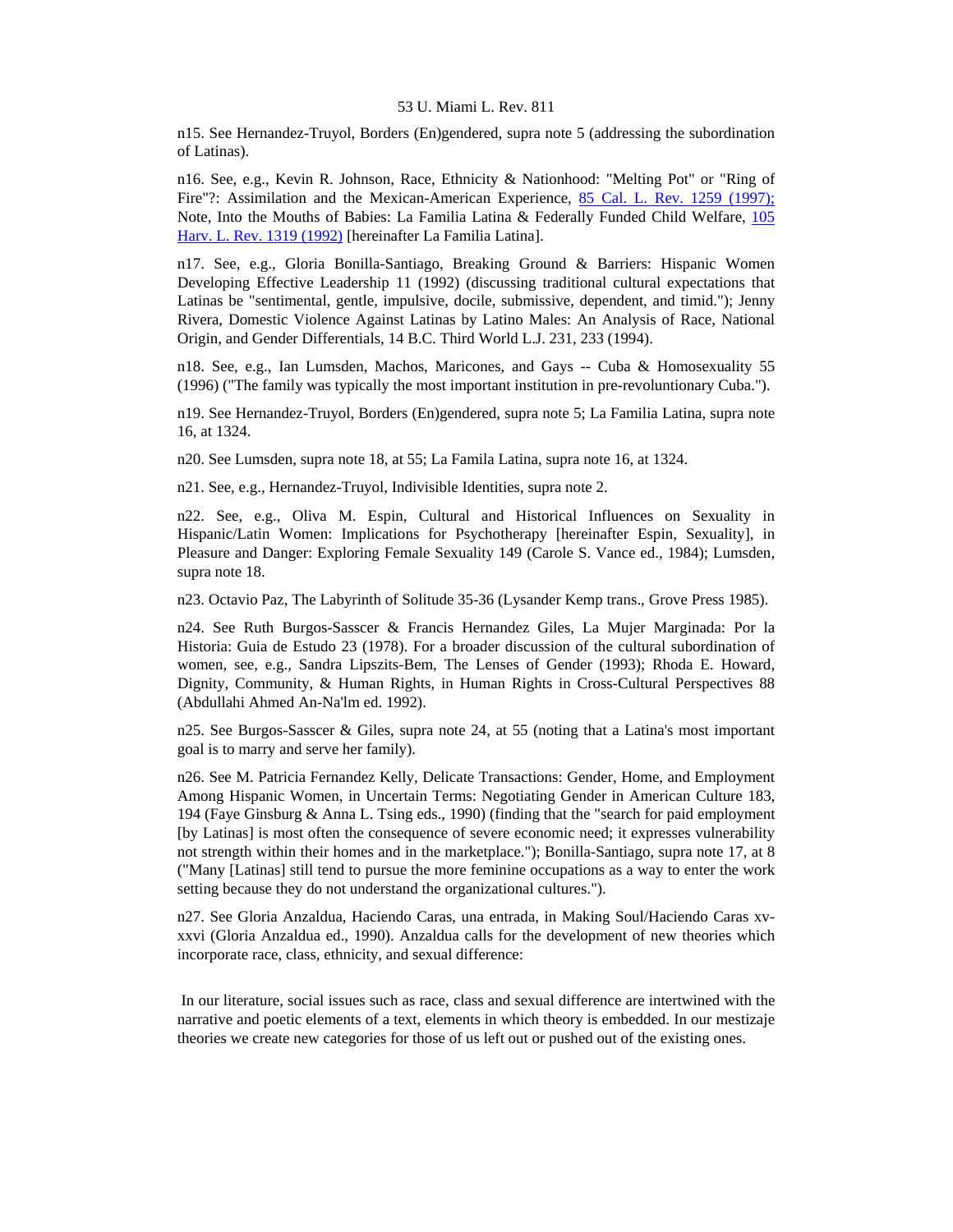n15. See Hernandez-Truyol, Borders (En)gendered, supra note 5 (addressing the subordination of Latinas).

n16. See, e.g., Kevin R. Johnson, Race, Ethnicity & Nationhood: "Melting Pot" or "Ring of Fire"?: Assimilation and the Mexican-American Experience, 85 Cal. L. Rev. 1259 (1997); Note, Into the Mouths of Babies: La Familia Latina & Federally Funded Child Welfare, 105 Harv. L. Rev. 1319 (1992) [hereinafter La Familia Latina].

n17. See, e.g., Gloria Bonilla-Santiago, Breaking Ground & Barriers: Hispanic Women Developing Effective Leadership 11 (1992) (discussing traditional cultural expectations that Latinas be "sentimental, gentle, impulsive, docile, submissive, dependent, and timid."); Jenny Rivera, Domestic Violence Against Latinas by Latino Males: An Analysis of Race, National Origin, and Gender Differentials, 14 B.C. Third World L.J. 231, 233 (1994).

n18. See, e.g., Ian Lumsden, Machos, Maricones, and Gays -- Cuba & Homosexuality 55 (1996) ("The family was typically the most important institution in pre-revoluntionary Cuba.").

n19. See Hernandez-Truyol, Borders (En)gendered, supra note 5; La Familia Latina, supra note 16, at 1324.

n20. See Lumsden, supra note 18, at 55; La Famila Latina, supra note 16, at 1324.

n21. See, e.g., Hernandez-Truyol, Indivisible Identities, supra note 2.

n22. See, e.g., Oliva M. Espin, Cultural and Historical Influences on Sexuality in Hispanic/Latin Women: Implications for Psychotherapy [hereinafter Espin, Sexuality], in Pleasure and Danger: Exploring Female Sexuality 149 (Carole S. Vance ed., 1984); Lumsden, supra note 18.

n23. Octavio Paz, The Labyrinth of Solitude 35-36 (Lysander Kemp trans., Grove Press 1985).

n24. See Ruth Burgos-Sasscer & Francis Hernandez Giles, La Mujer Marginada: Por la Historia: Guia de Estudo 23 (1978). For a broader discussion of the cultural subordination of women, see, e.g., Sandra Lipszits-Bem, The Lenses of Gender (1993); Rhoda E. Howard, Dignity, Community, & Human Rights, in Human Rights in Cross-Cultural Perspectives 88 (Abdullahi Ahmed An-Na'lm ed. 1992).

n25. See Burgos-Sasscer & Giles, supra note 24, at 55 (noting that a Latina's most important goal is to marry and serve her family).

n26. See M. Patricia Fernandez Kelly, Delicate Transactions: Gender, Home, and Employment Among Hispanic Women, in Uncertain Terms: Negotiating Gender in American Culture 183, 194 (Faye Ginsburg & Anna L. Tsing eds., 1990) (finding that the "search for paid employment [by Latinas] is most often the consequence of severe economic need; it expresses vulnerability not strength within their homes and in the marketplace."); Bonilla-Santiago, supra note 17, at 8 ("Many [Latinas] still tend to pursue the more feminine occupations as a way to enter the work setting because they do not understand the organizational cultures.").

n27. See Gloria Anzaldua, Haciendo Caras, una entrada, in Making Soul/Haciendo Caras xv-xxvi (Gloria Anzaldua ed., 1990). Anzaldua calls for the development of new theories which incorporate race, class, ethnicity, and sexual difference:

> In our literature, social issues such as race, class and sexual difference are intertwined with the narrative and poetic elements of a text, elements in which theory is embedded. In our mestizaje theories we create new categories for those of us left out or pushed out of the existing ones.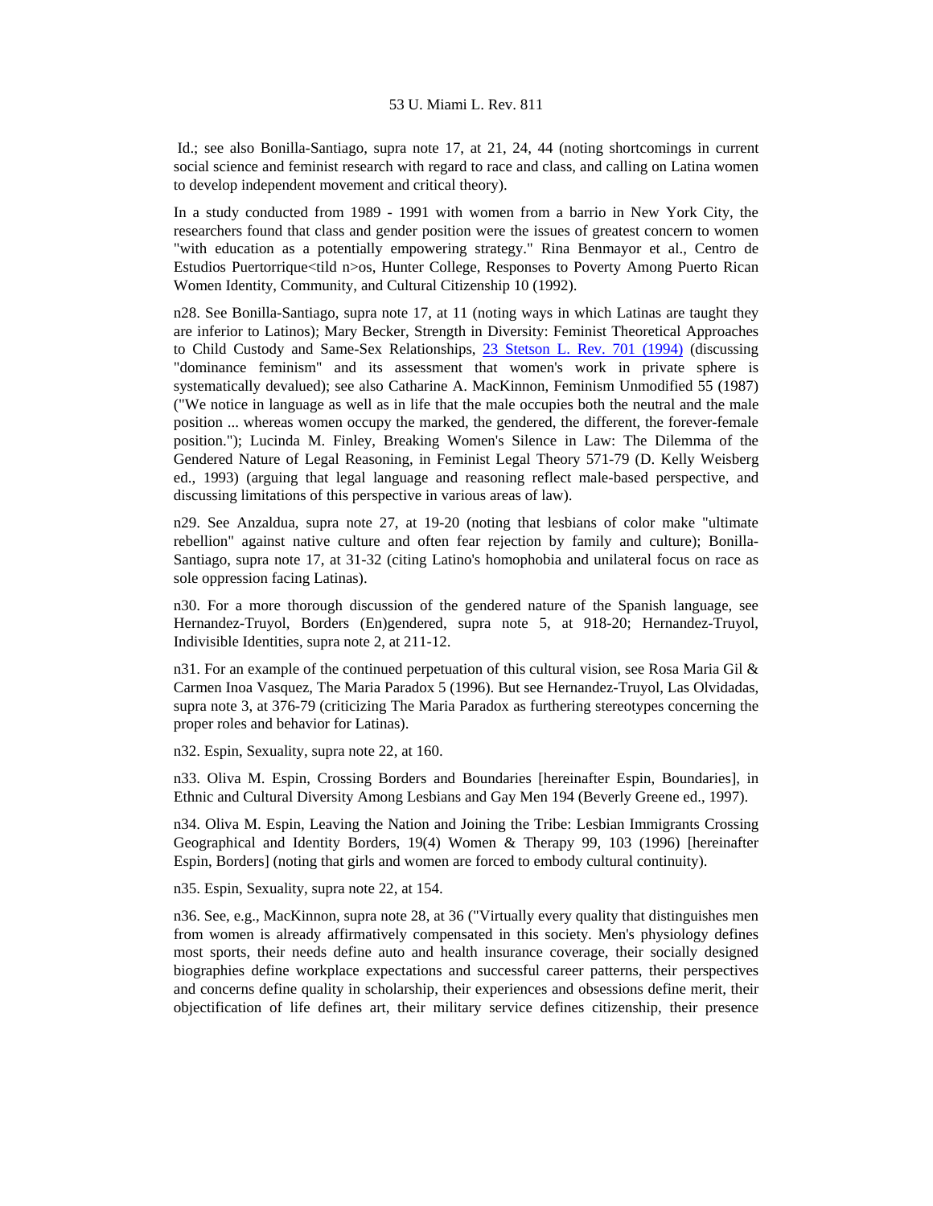Id.; see also Bonilla-Santiago, supra note 17, at 21, 24, 44 (noting shortcomings in current social science and feminist research with regard to race and class, and calling on Latina women to develop independent movement and critical theory).

In a study conducted from 1989 - 1991 with women from a barrio in New York City, the researchers found that class and gender position were the issues of greatest concern to women "with education as a potentially empowering strategy." Rina Benmayor et al., Centro de Estudios Puertorrique<tild n>os, Hunter College, Responses to Poverty Among Puerto Rican Women Identity, Community, and Cultural Citizenship 10 (1992).

n28. See Bonilla-Santiago, supra note 17, at 11 (noting ways in which Latinas are taught they are inferior to Latinos); Mary Becker, Strength in Diversity: Feminist Theoretical Approaches to Child Custody and Same-Sex Relationships, 23 Stetson L. Rev. 701 (1994) (discussing "dominance feminism" and its assessment that women's work in private sphere is systematically devalued); see also Catharine A. MacKinnon, Feminism Unmodified 55 (1987) ("We notice in language as well as in life that the male occupies both the neutral and the male position ... whereas women occupy the marked, the gendered, the different, the forever-female position."); Lucinda M. Finley, Breaking Women's Silence in Law: The Dilemma of the Gendered Nature of Legal Reasoning, in Feminist Legal Theory 571-79 (D. Kelly Weisberg ed., 1993) (arguing that legal language and reasoning reflect male-based perspective, and discussing limitations of this perspective in various areas of law).

n29. See Anzaldua, supra note 27, at 19-20 (noting that lesbians of color make "ultimate rebellion" against native culture and often fear rejection by family and culture); Bonilla-Santiago, supra note 17, at 31-32 (citing Latino's homophobia and unilateral focus on race as sole oppression facing Latinas).

n30. For a more thorough discussion of the gendered nature of the Spanish language, see Hernandez-Truyol, Borders (En)gendered, supra note 5, at 918-20; Hernandez-Truyol, Indivisible Identities, supra note 2, at 211-12.

n31. For an example of the continued perpetuation of this cultural vision, see Rosa Maria Gil & Carmen Inoa Vasquez, The Maria Paradox 5 (1996). But see Hernandez-Truyol, Las Olvidadas, supra note 3, at 376-79 (criticizing The Maria Paradox as furthering stereotypes concerning the proper roles and behavior for Latinas).

n32. Espin, Sexuality, supra note 22, at 160.

n33. Oliva M. Espin, Crossing Borders and Boundaries [hereinafter Espin, Boundaries], in Ethnic and Cultural Diversity Among Lesbians and Gay Men 194 (Beverly Greene ed., 1997).

n34. Oliva M. Espin, Leaving the Nation and Joining the Tribe: Lesbian Immigrants Crossing Geographical and Identity Borders, 19(4) Women & Therapy 99, 103 (1996) [hereinafter Espin, Borders] (noting that girls and women are forced to embody cultural continuity).

n35. Espin, Sexuality, supra note 22, at 154.

n36. See, e.g., MacKinnon, supra note 28, at 36 ("Virtually every quality that distinguishes men from women is already affirmatively compensated in this society. Men's physiology defines most sports, their needs define auto and health insurance coverage, their socially designed biographies define workplace expectations and successful career patterns, their perspectives and concerns define quality in scholarship, their experiences and obsessions define merit, their objectification of life defines art, their military service defines citizenship, their presence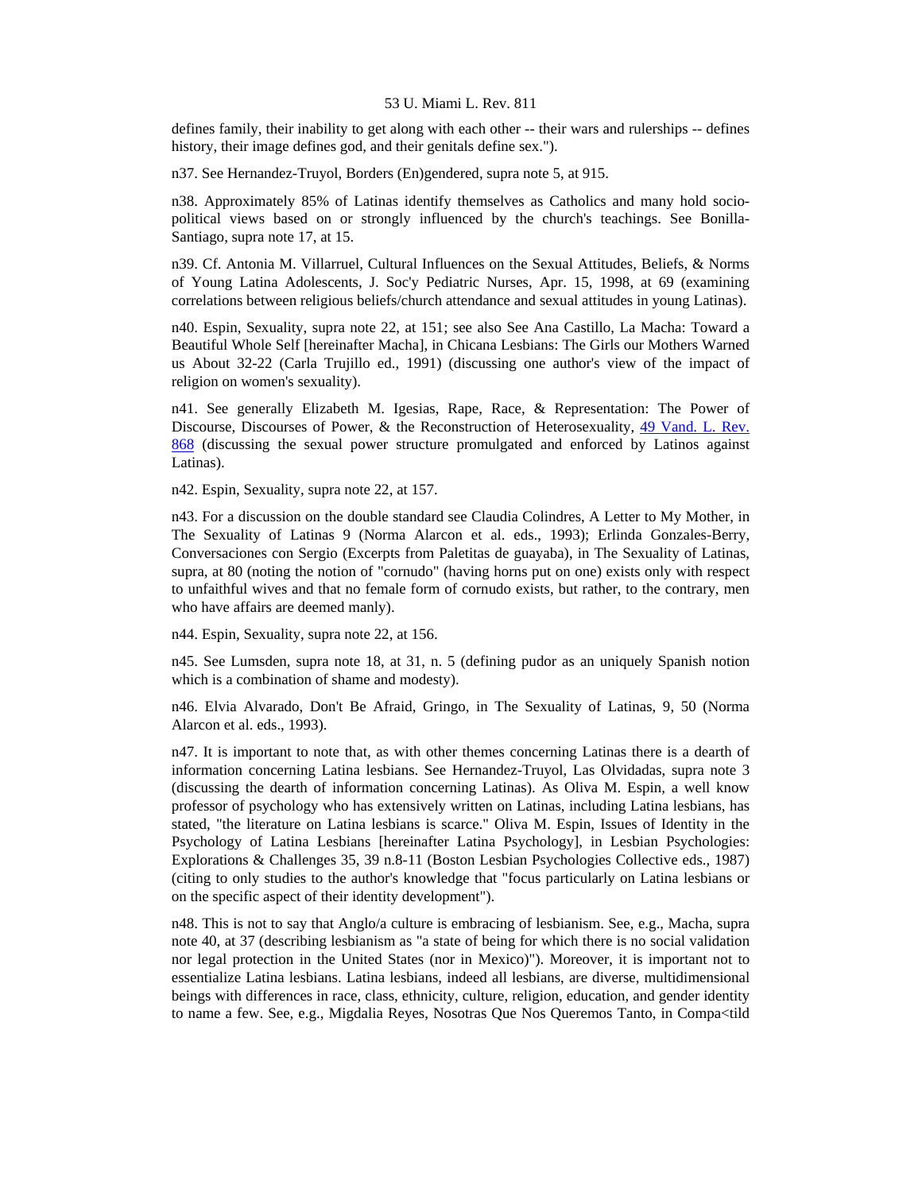defines family, their inability to get along with each other -- their wars and rulerships -- defines history, their image defines god, and their genitals define sex.").

n37. See Hernandez-Truyol, Borders (En)gendered, supra note 5, at 915.

n38. Approximately 85% of Latinas identify themselves as Catholics and many hold socio-political views based on or strongly influenced by the church's teachings. See Bonilla-Santiago, supra note 17, at 15.

n39. Cf. Antonia M. Villarruel, Cultural Influences on the Sexual Attitudes, Beliefs, & Norms of Young Latina Adolescents, J. Soc'y Pediatric Nurses, Apr. 15, 1998, at 69 (examining correlations between religious beliefs/church attendance and sexual attitudes in young Latinas).

n40. Espin, Sexuality, supra note 22, at 151; see also See Ana Castillo, La Macha: Toward a Beautiful Whole Self [hereinafter Macha], in Chicana Lesbians: The Girls our Mothers Warned us About 32-22 (Carla Trujillo ed., 1991) (discussing one author's view of the impact of religion on women's sexuality).

n41. See generally Elizabeth M. Igesias, Rape, Race, & Representation: The Power of Discourse, Discourses of Power, & the Reconstruction of Heterosexuality, 49 Vand. L. Rev. 868 (discussing the sexual power structure promulgated and enforced by Latinos against Latinas).

n42. Espin, Sexuality, supra note 22, at 157.

n43. For a discussion on the double standard see Claudia Colindres, A Letter to My Mother, in The Sexuality of Latinas 9 (Norma Alarcon et al. eds., 1993); Erlinda Gonzales-Berry, Conversaciones con Sergio (Excerpts from Paletitas de guayaba), in The Sexuality of Latinas, supra, at 80 (noting the notion of "cornudo" (having horns put on one) exists only with respect to unfaithful wives and that no female form of cornudo exists, but rather, to the contrary, men who have affairs are deemed manly).

n44. Espin, Sexuality, supra note 22, at 156.

n45. See Lumsden, supra note 18, at 31, n. 5 (defining pudor as an uniquely Spanish notion which is a combination of shame and modesty).

n46. Elvia Alvarado, Don't Be Afraid, Gringo, in The Sexuality of Latinas, 9, 50 (Norma Alarcon et al. eds., 1993).

n47. It is important to note that, as with other themes concerning Latinas there is a dearth of information concerning Latina lesbians. See Hernandez-Truyol, Las Olvidadas, supra note 3 (discussing the dearth of information concerning Latinas). As Oliva M. Espin, a well know professor of psychology who has extensively written on Latinas, including Latina lesbians, has stated, "the literature on Latina lesbians is scarce." Oliva M. Espin, Issues of Identity in the Psychology of Latina Lesbians [hereinafter Latina Psychology], in Lesbian Psychologies: Explorations & Challenges 35, 39 n.8-11 (Boston Lesbian Psychologies Collective eds., 1987) (citing to only studies to the author's knowledge that "focus particularly on Latina lesbians or on the specific aspect of their identity development").

n48. This is not to say that Anglo/a culture is embracing of lesbianism. See, e.g., Macha, supra note 40, at 37 (describing lesbianism as "a state of being for which there is no social validation nor legal protection in the United States (nor in Mexico)"). Moreover, it is important not to essentialize Latina lesbians. Latina lesbians, indeed all lesbians, are diverse, multidimensional beings with differences in race, class, ethnicity, culture, religion, education, and gender identity to name a few. See, e.g., Migdalia Reyes, Nosotras Que Nos Queremos Tanto, in Compa<tild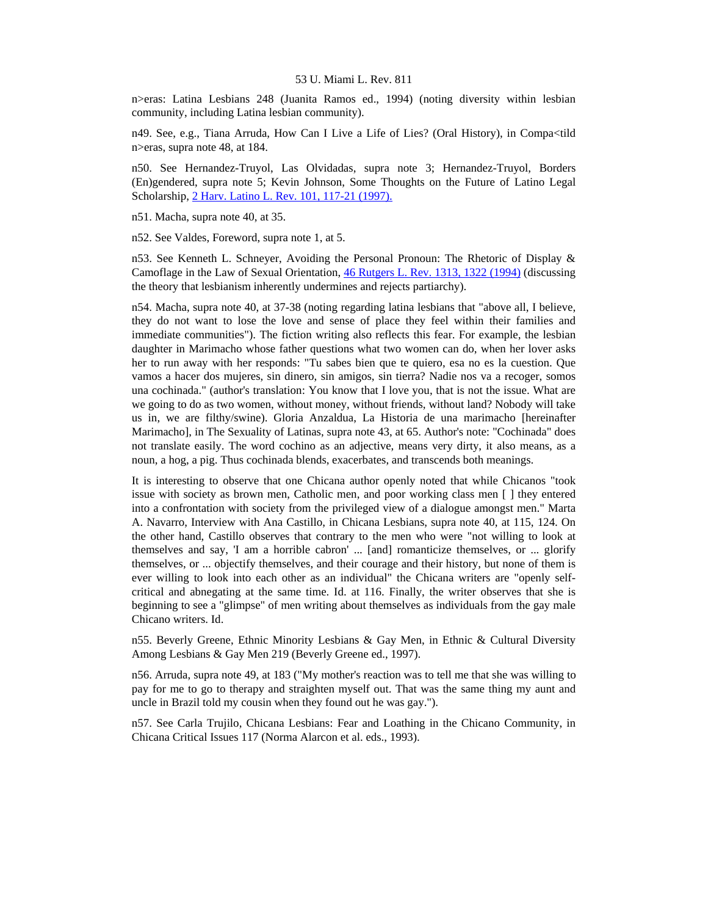n>eras: Latina Lesbians 248 (Juanita Ramos ed., 1994) (noting diversity within lesbian community, including Latina lesbian community).

n49. See, e.g., Tiana Arruda, How Can I Live a Life of Lies? (Oral History), in Compa<tild n>eras, supra note 48, at 184.

n50. See Hernandez-Truyol, Las Olvidadas, supra note 3; Hernandez-Truyol, Borders (En)gendered, supra note 5; Kevin Johnson, Some Thoughts on the Future of Latino Legal Scholarship, 2 Harv. Latino L. Rev. 101, 117-21 (1997).

n51. Macha, supra note 40, at 35.

n52. See Valdes, Foreword, supra note 1, at 5.

n53. See Kenneth L. Schneyer, Avoiding the Personal Pronoun: The Rhetoric of Display & Camoflage in the Law of Sexual Orientation, 46 Rutgers L. Rev. 1313, 1322 (1994) (discussing the theory that lesbianism inherently undermines and rejects partiarchy).

n54. Macha, supra note 40, at 37-38 (noting regarding latina lesbians that "above all, I believe, they do not want to lose the love and sense of place they feel within their families and immediate communities"). The fiction writing also reflects this fear. For example, the lesbian daughter in Marimacho whose father questions what two women can do, when her lover asks her to run away with her responds: "Tu sabes bien que te quiero, esa no es la cuestion. Que vamos a hacer dos mujeres, sin dinero, sin amigos, sin tierra? Nadie nos va a recoger, somos una cochinada." (author's translation: You know that I love you, that is not the issue. What are we going to do as two women, without money, without friends, without land? Nobody will take us in, we are filthy/swine). Gloria Anzaldua, La Historia de una marimacho [hereinafter Marimacho], in The Sexuality of Latinas, supra note 43, at 65. Author's note: "Cochinada" does not translate easily. The word cochino as an adjective, means very dirty, it also means, as a noun, a hog, a pig. Thus cochinada blends, exacerbates, and transcends both meanings.

It is interesting to observe that one Chicana author openly noted that while Chicanos "took issue with society as brown men, Catholic men, and poor working class men [ ] they entered into a confrontation with society from the privileged view of a dialogue amongst men." Marta A. Navarro, Interview with Ana Castillo, in Chicana Lesbians, supra note 40, at 115, 124. On the other hand, Castillo observes that contrary to the men who were "not willing to look at themselves and say, 'I am a horrible cabron' ... [and] romanticize themselves, or ... glorify themselves, or ... objectify themselves, and their courage and their history, but none of them is ever willing to look into each other as an individual" the Chicana writers are "openly self-critical and abnegating at the same time. Id. at 116. Finally, the writer observes that she is beginning to see a "glimpse" of men writing about themselves as individuals from the gay male Chicano writers. Id.

n55. Beverly Greene, Ethnic Minority Lesbians & Gay Men, in Ethnic & Cultural Diversity Among Lesbians & Gay Men 219 (Beverly Greene ed., 1997).

n56. Arruda, supra note 49, at 183 ("My mother's reaction was to tell me that she was willing to pay for me to go to therapy and straighten myself out. That was the same thing my aunt and uncle in Brazil told my cousin when they found out he was gay.").

n57. See Carla Trujilo, Chicana Lesbians: Fear and Loathing in the Chicano Community, in Chicana Critical Issues 117 (Norma Alarcon et al. eds., 1993).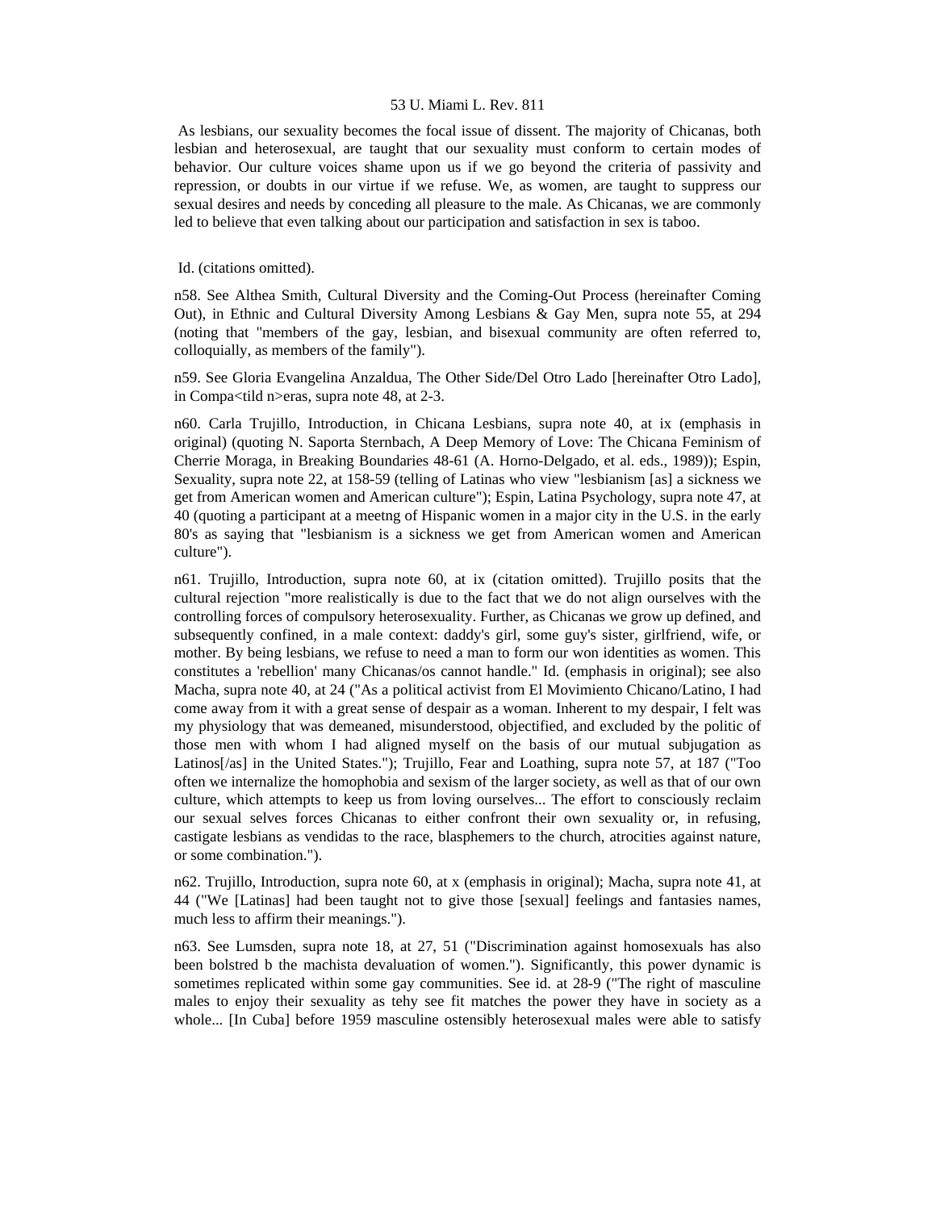As lesbians, our sexuality becomes the focal issue of dissent. The majority of Chicanas, both lesbian and heterosexual, are taught that our sexuality must conform to certain modes of behavior. Our culture voices shame upon us if we go beyond the criteria of passivity and repression, or doubts in our virtue if we refuse. We, as women, are taught to suppress our sexual desires and needs by conceding all pleasure to the male. As Chicanas, we are commonly led to believe that even talking about our participation and satisfaction in sex is taboo.

Id. (citations omitted).

n58. See Althea Smith, Cultural Diversity and the Coming-Out Process (hereinafter Coming Out), in Ethnic and Cultural Diversity Among Lesbians & Gay Men, supra note 55, at 294 (noting that "members of the gay, lesbian, and bisexual community are often referred to, colloquially, as members of the family").

n59. See Gloria Evangelina Anzaldua, The Other Side/Del Otro Lado [hereinafter Otro Lado], in Compa<tild n>eras, supra note 48, at 2-3.

n60. Carla Trujillo, Introduction, in Chicana Lesbians, supra note 40, at ix (emphasis in original) (quoting N. Saporta Sternbach, A Deep Memory of Love: The Chicana Feminism of Cherrie Moraga, in Breaking Boundaries 48-61 (A. Horno-Delgado, et al. eds., 1989)); Espin, Sexuality, supra note 22, at 158-59 (telling of Latinas who view "lesbianism [as] a sickness we get from American women and American culture"); Espin, Latina Psychology, supra note 47, at 40 (quoting a participant at a meetng of Hispanic women in a major city in the U.S. in the early 80's as saying that "lesbianism is a sickness we get from American women and American culture").

n61. Trujillo, Introduction, supra note 60, at ix (citation omitted). Trujillo posits that the cultural rejection "more realistically is due to the fact that we do not align ourselves with the controlling forces of compulsory heterosexuality. Further, as Chicanas we grow up defined, and subsequently confined, in a male context: daddy's girl, some guy's sister, girlfriend, wife, or mother. By being lesbians, we refuse to need a man to form our won identities as women. This constitutes a 'rebellion' many Chicanas/os cannot handle." Id. (emphasis in original); see also Macha, supra note 40, at 24 ("As a political activist from El Movimiento Chicano/Latino, I had come away from it with a great sense of despair as a woman. Inherent to my despair, I felt was my physiology that was demeaned, misunderstood, objectified, and excluded by the politic of those men with whom I had aligned myself on the basis of our mutual subjugation as Latinos[/as] in the United States."); Trujillo, Fear and Loathing, supra note 57, at 187 ("Too often we internalize the homophobia and sexism of the larger society, as well as that of our own culture, which attempts to keep us from loving ourselves... The effort to consciously reclaim our sexual selves forces Chicanas to either confront their own sexuality or, in refusing, castigate lesbians as vendidas to the race, blasphemers to the church, atrocities against nature, or some combination.").

n62. Trujillo, Introduction, supra note 60, at x (emphasis in original); Macha, supra note 41, at 44 ("We [Latinas] had been taught not to give those [sexual] feelings and fantasies names, much less to affirm their meanings.").

n63. See Lumsden, supra note 18, at 27, 51 ("Discrimination against homosexuals has also been bolstred b the machista devaluation of women."). Significantly, this power dynamic is sometimes replicated within some gay communities. See id. at 28-9 ("The right of masculine males to enjoy their sexuality as tehy see fit matches the power they have in society as a whole... [In Cuba] before 1959 masculine ostensibly heterosexual males were able to satisfy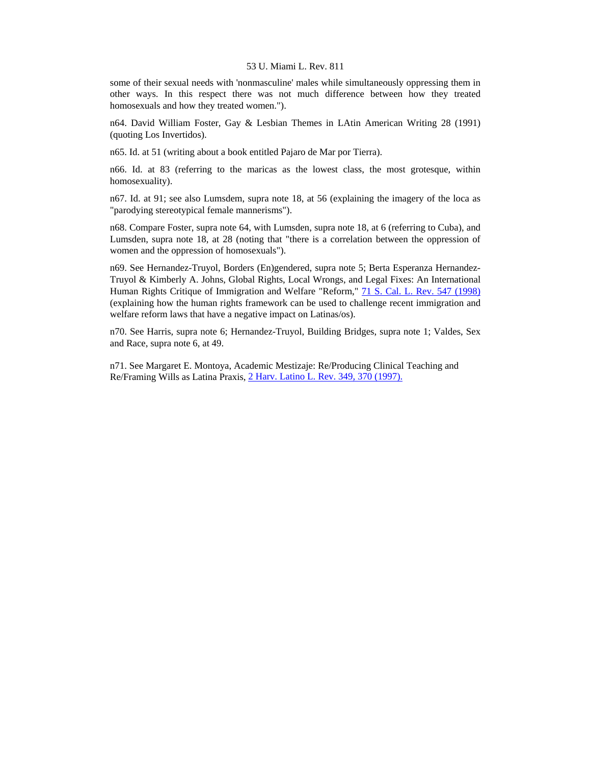some of their sexual needs with 'nonmasculine' males while simultaneously oppressing them in other ways. In this respect there was not much difference between how they treated homosexuals and how they treated women.").

n64. David William Foster, Gay & Lesbian Themes in LAtin American Writing 28 (1991) (quoting Los Invertidos).

n65. Id. at 51 (writing about a book entitled Pajaro de Mar por Tierra).

n66. Id. at 83 (referring to the maricas as the lowest class, the most grotesque, within homosexuality).

n67. Id. at 91; see also Lumsdem, supra note 18, at 56 (explaining the imagery of the loca as "parodying stereotypical female mannerisms").

n68. Compare Foster, supra note 64, with Lumsden, supra note 18, at 6 (referring to Cuba), and Lumsden, supra note 18, at 28 (noting that "there is a correlation between the oppression of women and the oppression of homosexuals").

n69. See Hernandez-Truyol, Borders (En)gendered, supra note 5; Berta Esperanza Hernandez-Truyol & Kimberly A. Johns, Global Rights, Local Wrongs, and Legal Fixes: An International Human Rights Critique of Immigration and Welfare "Reform," 71 S. Cal. L. Rev. 547 (1998) (explaining how the human rights framework can be used to challenge recent immigration and welfare reform laws that have a negative impact on Latinas/os).

n70. See Harris, supra note 6; Hernandez-Truyol, Building Bridges, supra note 1; Valdes, Sex and Race, supra note 6, at 49.

n71. See Margaret E. Montoya, Academic Mestizaje: Re/Producing Clinical Teaching and Re/Framing Wills as Latina Praxis, 2 Harv. Latino L. Rev. 349, 370 (1997).